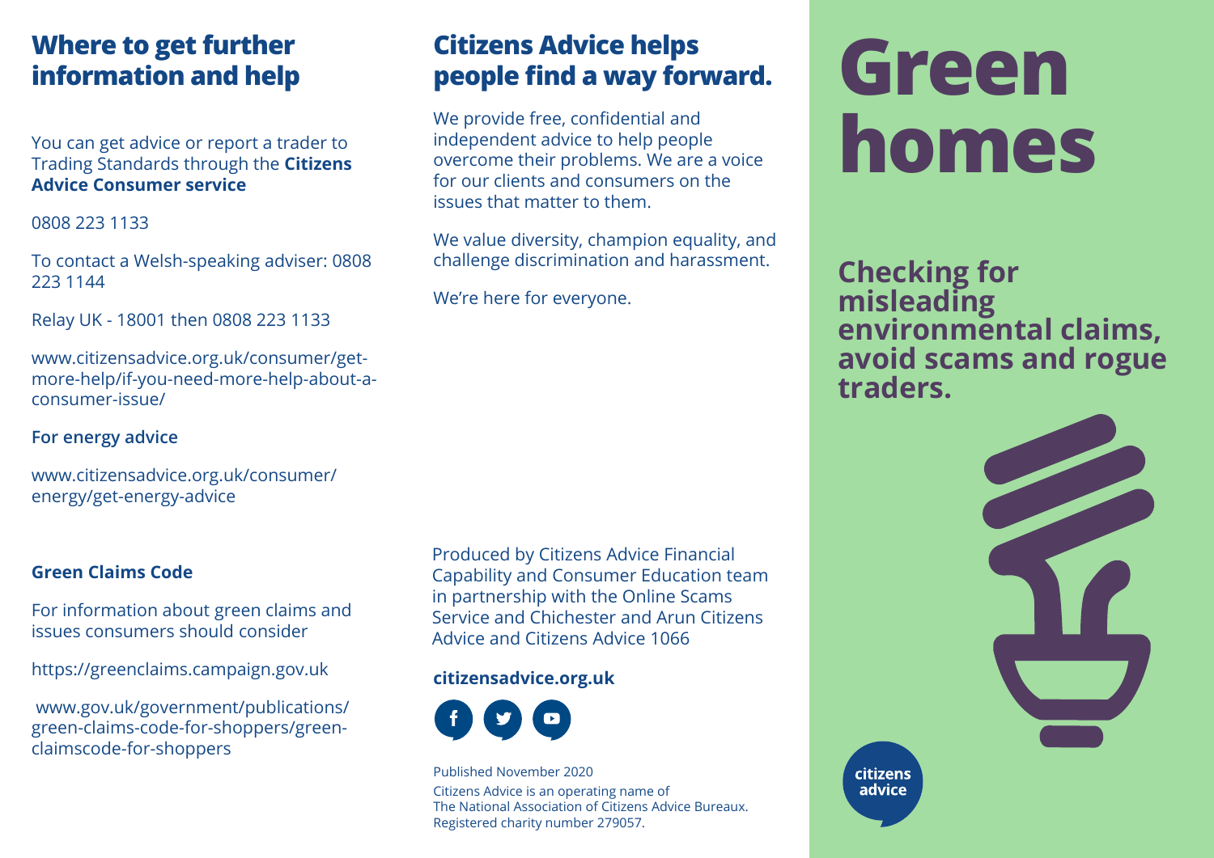# Green homes

**Checking for misleading environmental claims, avoid scams and rogue traders.**

citizens advice

## Where to get further information and help

You can get advice or report a trader to Trading Standards through the **Citizens Advice Consumer service**

0808 223 1133

To contact a Welsh-speaking adviser: 0808 223 1144

Relay UK - 18001 then 0808 223 1133

www.citizensadvice.org.uk/consumer/get-more-help/if-you-need-more-help-about-a-consumer-issue/

**For energy advice**

www.citizensadvice.org.uk/consumer/energy/get-energy-advice

**Green Claims Code**

For information about green claims and issues consumers should consider

https://greenclaims.campaign.gov.uk

www.gov.uk/government/publications/green-claims-code-for-shoppers/green-claimscode-for-shoppers

## Citizens Advice helps people find a way forward.

We provide free, confidential and independent advice to help people overcome their problems. We are a voice for our clients and consumers on the issues that matter to them.

We value diversity, champion equality, and challenge discrimination and harassment.

We're here for everyone.

Produced by Citizens Advice Financial Capability and Consumer Education team in partnership with the Online Scams Service and Chichester and Arun Citizens Advice and Citizens Advice 1066

**citizensadvice.org.uk**

Published November 2020

Citizens Advice is an operating name of The National Association of Citizens Advice Bureaux. Registered charity number 279057.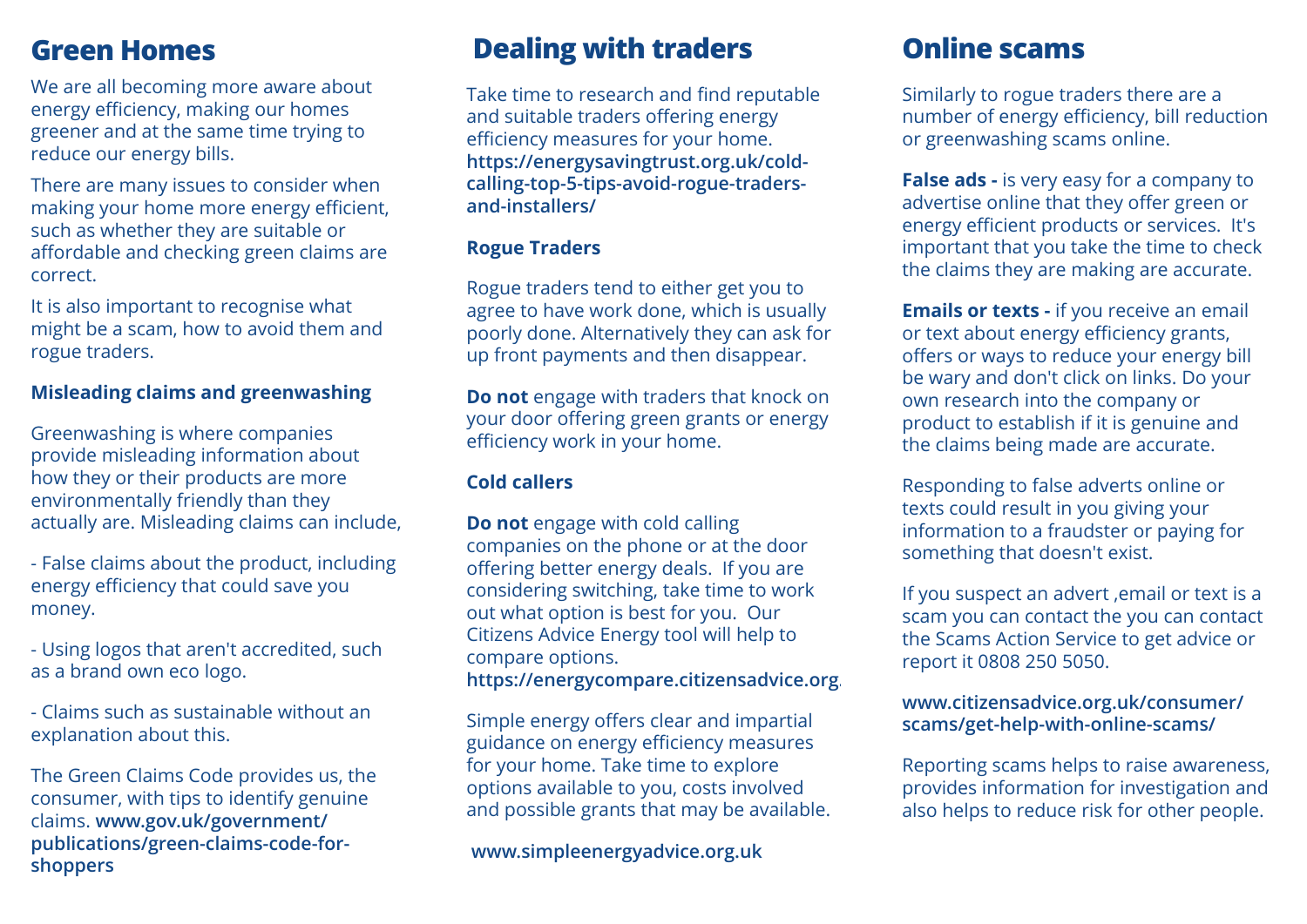## Green Homes

We are all becoming more aware about energy efficiency, making our homes greener and at the same time trying to reduce our energy bills.

There are many issues to consider when making your home more energy efficient, such as whether they are suitable or affordable and checking green claims are correct.

It is also important to recognise what might be a scam, how to avoid them and rogue traders.

**Misleading claims and greenwashing**

Greenwashing is where companies provide misleading information about how they or their products are more environmentally friendly than they actually are. Misleading claims can include,

- False claims about the product, including energy efficiency that could save you money.

- Using logos that aren't accredited, such as a brand own eco logo.

- Claims such as sustainable without an explanation about this.

The Green Claims Code provides us, the consumer, with tips to identify genuine claims. **www.gov.uk/government/publications/green-claims-code-for-shoppers**

## Dealing with traders

Take time to research and find reputable and suitable traders offering energy efficiency measures for your home. **https://energysavingtrust.org.uk/cold-calling-top-5-tips-avoid-rogue-traders-and-installers/**

**Rogue Traders**

Rogue traders tend to either get you to agree to have work done, which is usually poorly done. Alternatively they can ask for up front payments and then disappear.

**Do not** engage with traders that knock on your door offering green grants or energy efficiency work in your home.

**Cold callers**

**Do not** engage with cold calling companies on the phone or at the door offering better energy deals. If you are considering switching, take time to work out what option is best for you. Our Citizens Advice Energy tool will help to compare options. **https://energycompare.citizensadvice.org.**

Simple energy offers clear and impartial guidance on energy efficiency measures for your home. Take time to explore options available to you, costs involved and possible grants that may be available.

**www.simpleenergyadvice.org.uk**

## Online scams

Similarly to rogue traders there are a number of energy efficiency, bill reduction or greenwashing scams online.

**False ads -** is very easy for a company to advertise online that they offer green or energy efficient products or services. It's important that you take the time to check the claims they are making are accurate.

**Emails or texts -** if you receive an email or text about energy efficiency grants, offers or ways to reduce your energy bill be wary and don't click on links. Do your own research into the company or product to establish if it is genuine and the claims being made are accurate.

Responding to false adverts online or texts could result in you giving your information to a fraudster or paying for something that doesn't exist.

If you suspect an advert ,email or text is a scam you can contact the you can contact the Scams Action Service to get advice or report it 0808 250 5050.

**www.citizensadvice.org.uk/consumer/scams/get-help-with-online-scams/**

Reporting scams helps to raise awareness, provides information for investigation and also helps to reduce risk for other people.